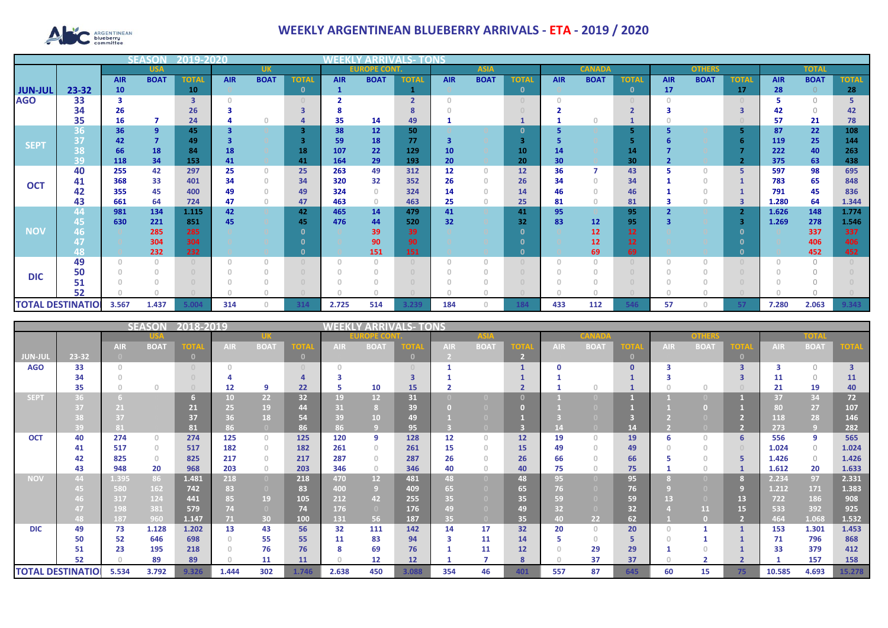# WEEKLY ARGENTINEAN BLUEBERRY ARRIVALS - ETA - 2019 / 2020

## SEASON 2019-2020 — WEEKLY ARRIVALS- TONS

| | | USA | | | UK | | | EUROPE CONT. | | | ASIA | | | CANADA | | | OTHERS | | | TOTAL | | |
|---|---|---|---|---|---|---|---|---|---|---|---|---|---|---|---|---|---|---|---|---|---|---|
| | | AIR | BOAT | TOTAL | AIR | BOAT | TOTAL | AIR | BOAT | TOTAL | AIR | BOAT | TOTAL | AIR | BOAT | TOTAL | AIR | BOAT | TOTAL | AIR | BOAT | TOTAL |
| JUN-JUL | 23-32 | 10 | | 10 | 0 | | 0 | 1 | | 1 | 0 | | 0 | 0 | | 0 | 17 | | 17 | 28 | 0 | 28 |
| AGO | 33 | 3 | | 3 | 0 | | 0 | 2 | | 2 | 0 | | 0 | 0 | | 0 | 0 | | 0 | 5 | 0 | 5 |
| | 34 | 26 | | 26 | 3 | | 3 | 8 | | 8 | 0 | | 0 | 2 | | 2 | 3 | | 3 | 42 | 0 | 42 |
| | 35 | 16 | 7 | 24 | 4 | 0 | 4 | 35 | 14 | 49 | 1 | | 1 | 1 | 0 | 1 | 0 | | 0 | 57 | 21 | 78 |
| SEPT | 36 | 36 | 9 | 45 | 3 | 0 | 3 | 38 | 12 | 50 | 0 | 0 | 0 | 5 | 0 | 5 | 5 | 0 | 5 | 87 | 22 | 108 |
| | 37 | 42 | 7 | 49 | 3 | 0 | 3 | 59 | 18 | 77 | 3 | 0 | 3 | 5 | 0 | 5 | 6 | 0 | 6 | 119 | 25 | 144 |
| | 38 | 66 | 18 | 84 | 18 | 0 | 18 | 107 | 22 | 129 | 10 | 0 | 10 | 14 | 0 | 14 | 7 | 0 | 7 | 222 | 40 | 263 |
| | 39 | 118 | 34 | 153 | 41 | 0 | 41 | 164 | 29 | 193 | 20 | 0 | 20 | 30 | 0 | 30 | 2 | 0 | 2 | 375 | 63 | 438 |
| OCT | 40 | 255 | 42 | 297 | 25 | 0 | 25 | 263 | 49 | 312 | 12 | 0 | 12 | 36 | 7 | 43 | 5 | 0 | 5 | 597 | 98 | 695 |
| | 41 | 368 | 33 | 401 | 34 | 0 | 34 | 320 | 32 | 352 | 26 | 0 | 26 | 34 | 0 | 34 | 1 | 0 | 1 | 783 | 65 | 848 |
| | 42 | 355 | 45 | 400 | 49 | 0 | 49 | 324 | 0 | 324 | 14 | 0 | 14 | 46 | 0 | 46 | 1 | 0 | 1 | 791 | 45 | 836 |
| | 43 | 661 | 64 | 724 | 47 | 0 | 47 | 463 | 0 | 463 | 25 | 0 | 25 | 81 | 0 | 81 | 3 | 0 | 3 | 1.280 | 64 | 1.344 |
| NOV | 44 | 981 | 134 | 1.115 | 42 | 0 | 42 | 465 | 14 | 479 | 41 | 0 | 41 | 95 | 0 | 95 | 2 | 0 | 2 | 1.626 | 148 | 1.774 |
| | 45 | 630 | 221 | 851 | 45 | 0 | 45 | 476 | 44 | 520 | 32 | 0 | 32 | 83 | 12 | 95 | 3 | 0 | 3 | 1.269 | 278 | 1.546 |
| | 46 | 0 | 285 | 285 | 0 | 0 | 0 | 0 | 39 | 39 | 0 | 0 | 0 | 0 | 12 | 12 | 0 | 0 | 0 | 0 | 337 | 337 |
| | 47 | 0 | 304 | 304 | 0 | 0 | 0 | 0 | 90 | 90 | 0 | 0 | 0 | 0 | 12 | 12 | 0 | 0 | 0 | 0 | 406 | 406 |
| | 48 | 0 | 232 | 232 | 0 | 0 | 0 | 0 | 151 | 151 | 0 | 0 | 0 | 0 | 69 | 69 | 0 | 0 | 0 | 0 | 452 | 452 |
| DIC | 49 | 0 | 0 | 0 | 0 | 0 | 0 | 0 | 0 | 0 | 0 | 0 | 0 | 0 | 0 | 0 | 0 | 0 | 0 | 0 | 0 | 0 |
| | 50 | 0 | 0 | 0 | 0 | 0 | 0 | 0 | 0 | 0 | 0 | 0 | 0 | 0 | 0 | 0 | 0 | 0 | 0 | 0 | 0 | 0 |
| | 51 | 0 | 0 | 0 | 0 | 0 | 0 | 0 | 0 | 0 | 0 | 0 | 0 | 0 | 0 | 0 | 0 | 0 | 0 | 0 | 0 | 0 |
| | 52 | 0 | 0 | 0 | 0 | 0 | 0 | 0 | 0 | 0 | 0 | 0 | 0 | 0 | 0 | 0 | 0 | 0 | 0 | 0 | 0 | 0 |
| TOTAL DESTINATIO | | 3.567 | 1.437 | 5.004 | 314 | 0 | 314 | 2.725 | 514 | 3.239 | 184 | 0 | 184 | 433 | 112 | 546 | 57 | 0 | 57 | 7.280 | 2.063 | 9.343 |

## SEASON 2018-2019 — WEEKLY ARRIVALS- TONS

| | | USA | | | UK | | | EUROPE CONT. | | | ASIA | | | CANADA | | | OTHERS | | | TOTAL | | |
|---|---|---|---|---|---|---|---|---|---|---|---|---|---|---|---|---|---|---|---|---|---|---|
| | | AIR | BOAT | TOTAL | AIR | BOAT | TOTAL | AIR | BOAT | TOTAL | AIR | BOAT | TOTAL | AIR | BOAT | TOTAL | AIR | BOAT | TOTAL | AIR | BOAT | TOTAL |
| JUN-JUL | 23-32 | 0 | | 0 | | | 0 | | | 0 | 2 | | 2 | | | 0 | | | 0 | | | |
| AGO | 33 | 0 | | 0 | 0 | | 0 | 0 | | 0 | 1 | | 1 | 0 | | 0 | 3 | | 3 | 3 | 0 | 3 |
| | 34 | 0 | | 0 | 4 | | 4 | 3 | | 3 | 1 | | 1 | 1 | | 1 | 3 | | 3 | 11 | 0 | 11 |
| | 35 | 0 | 0 | 0 | 12 | 9 | 22 | 5 | 10 | 15 | 2 | | 2 | 1 | 0 | 1 | 0 | 0 | 0 | 21 | 19 | 40 |
| SEPT | 36 | 6 | | 6 | 10 | 22 | 32 | 19 | 12 | 31 | 0 | 0 | 0 | 1 | 0 | 1 | 1 | 0 | 1 | 37 | 34 | 72 |
| | 37 | 21 | | 21 | 25 | 19 | 44 | 31 | 8 | 39 | 0 | 0 | 0 | 1 | 0 | 1 | 1 | 0 | 1 | 80 | 27 | 107 |
| | 38 | 37 | | 37 | 36 | 18 | 54 | 39 | 10 | 49 | 1 | 0 | 1 | 3 | 0 | 3 | 2 | 0 | 2 | 118 | 28 | 146 |
| | 39 | 81 | | 81 | 86 | 0 | 86 | 86 | 9 | 95 | 3 | 0 | 3 | 14 | 0 | 14 | 2 | 0 | 2 | 273 | 9 | 282 |
| OCT | 40 | 274 | 0 | 274 | 125 | 0 | 125 | 120 | 9 | 128 | 12 | 0 | 12 | 19 | 0 | 19 | 6 | 0 | 6 | 556 | 9 | 565 |
| | 41 | 517 | 0 | 517 | 182 | 0 | 182 | 261 | 0 | 261 | 15 | 0 | 15 | 49 | 0 | 49 | 0 | 0 | 0 | 1.024 | 0 | 1.024 |
| | 42 | 825 | 0 | 825 | 217 | 0 | 217 | 287 | 0 | 287 | 26 | 0 | 26 | 66 | 0 | 66 | 5 | 0 | 5 | 1.426 | 0 | 1.426 |
| | 43 | 948 | 20 | 968 | 203 | 0 | 203 | 346 | 0 | 346 | 40 | 0 | 40 | 75 | 0 | 75 | 1 | 0 | 1 | 1.612 | 20 | 1.633 |
| NOV | 44 | 1.395 | 86 | 1.481 | 218 | 0 | 218 | 470 | 12 | 481 | 48 | 0 | 48 | 95 | 0 | 95 | 8 | 0 | 8 | 2.234 | 97 | 2.331 |
| | 45 | 580 | 162 | 742 | 83 | 0 | 83 | 400 | 9 | 409 | 65 | 0 | 65 | 76 | 0 | 76 | 9 | 0 | 9 | 1.212 | 171 | 1.383 |
| | 46 | 317 | 124 | 441 | 85 | 19 | 105 | 212 | 42 | 255 | 35 | 0 | 35 | 59 | 0 | 59 | 13 | 0 | 13 | 722 | 186 | 908 |
| | 47 | 198 | 381 | 579 | 74 | 0 | 74 | 176 | 0 | 176 | 49 | 0 | 49 | 32 | 0 | 32 | 4 | 11 | 15 | 533 | 392 | 925 |
| | 48 | 187 | 960 | 1.147 | 71 | 30 | 100 | 131 | 56 | 187 | 35 | 0 | 35 | 40 | 22 | 62 | 1 | 0 | 2 | 464 | 1.068 | 1.532 |
| DIC | 49 | 73 | 1.128 | 1.202 | 13 | 43 | 56 | 32 | 111 | 142 | 14 | 17 | 32 | 20 | 0 | 20 | 0 | 1 | 1 | 153 | 1.301 | 1.453 |
| | 50 | 52 | 646 | 698 | 0 | 55 | 55 | 11 | 83 | 94 | 3 | 11 | 14 | 5 | 0 | 5 | 0 | 1 | 1 | 71 | 796 | 868 |
| | 51 | 23 | 195 | 218 | 0 | 76 | 76 | 8 | 69 | 76 | 1 | 11 | 12 | 0 | 29 | 29 | 1 | 0 | 1 | 33 | 379 | 412 |
| | 52 | 0 | 89 | 89 | 0 | 11 | 11 | 0 | 12 | 12 | 1 | 7 | 8 | 0 | 37 | 37 | 0 | 2 | 2 | 1 | 157 | 158 |
| TOTAL DESTINATIO | | 5.534 | 3.792 | 9.326 | 1.444 | 302 | 1.746 | 2.638 | 450 | 3.088 | 354 | 46 | 401 | 557 | 87 | 645 | 60 | 15 | 75 | 10.585 | 4.693 | 15.278 |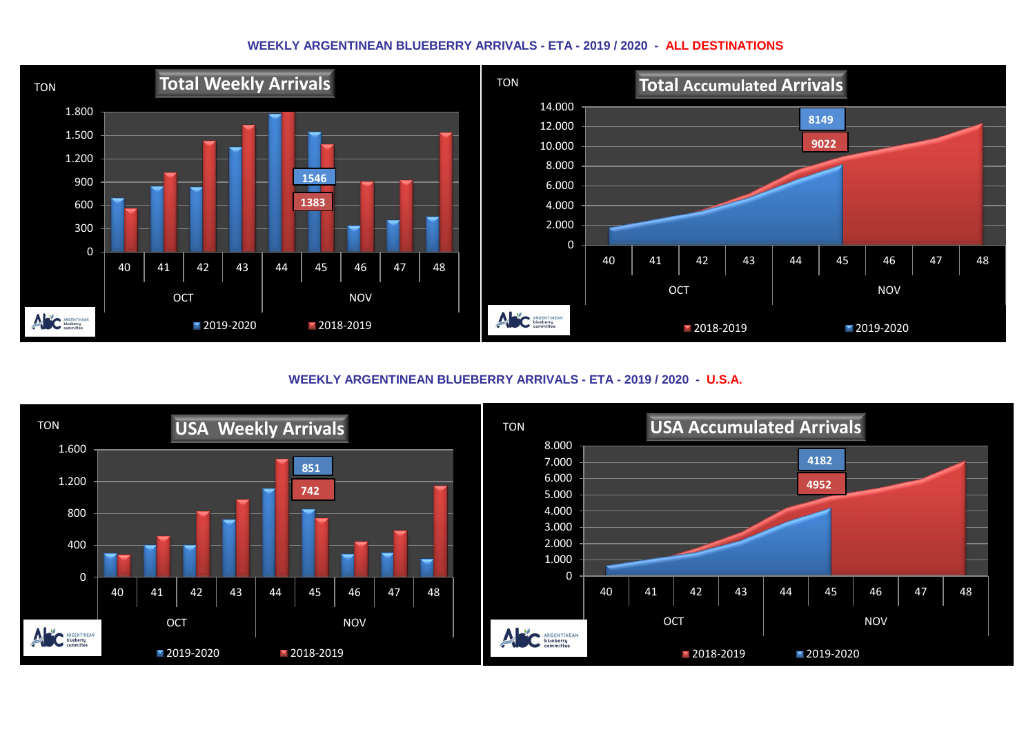## WEEKLY ARGENTINEAN BLUEBERRY ARRIVALS - ETA - 2019 / 2020 - ALL DESTINATIONS

**Total Weekly Arrivals**

TON

1.800
1.500
1.200
900
600
300
0

40 41 42 43 44 45 46 47 48

OCT NOV

1546
1383

2019-2020 2018-2019

**Total Accumulated Arrivals**

TON

14.000
12.000
10.000
8.000
6.000
4.000
2.000
0

40 41 42 43 44 45 46 47 48

OCT NOV

8149
9022

2018-2019 2019-2020

## WEEKLY ARGENTINEAN BLUEBERRY ARRIVALS - ETA - 2019 / 2020 - U.S.A.

**USA Weekly Arrivals**

TON

1.600
1.200
800
400
0

40 41 42 43 44 45 46 47 48

OCT NOV

851
742

2019-2020 2018-2019

**USA Accumulated Arrivals**

TON

8.000
7.000
6.000
5.000
4.000
3.000
2.000
1.000
0

40 41 42 43 44 45 46 47 48

OCT NOV

4182
4952

2018-2019 2019-2020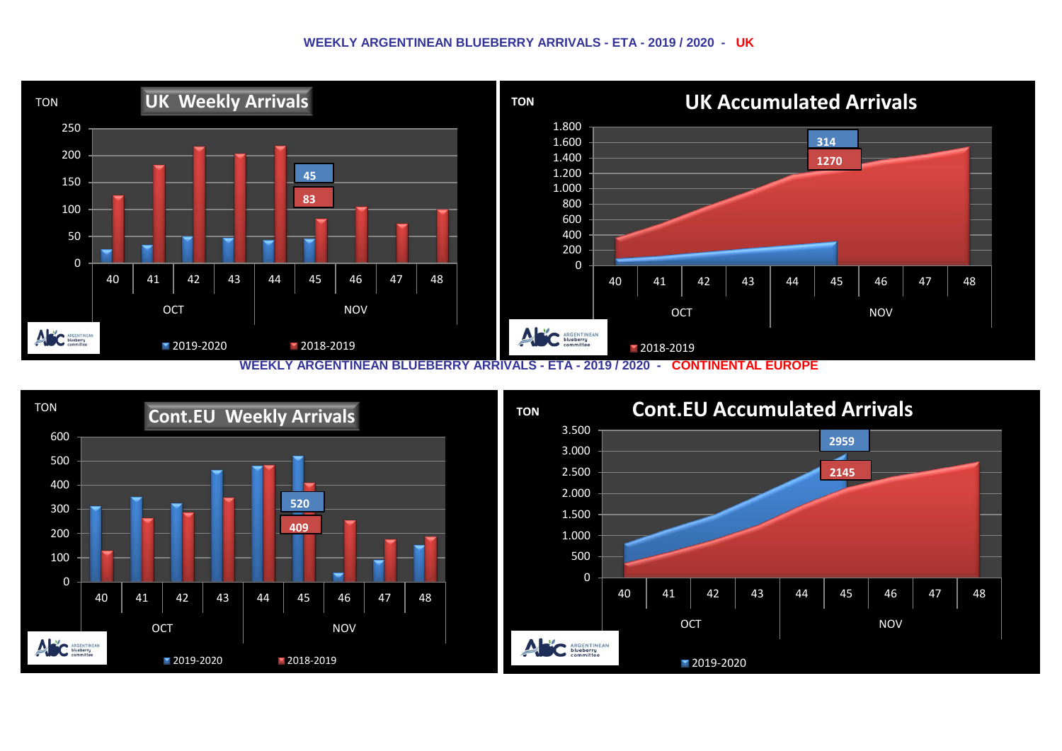## WEEKLY ARGENTINEAN BLUEBERRY ARRIVALS - ETA - 2019 / 2020 - UK

**UK Weekly Arrivals**

TON

250
200
150
100
50
0

| 40 | 41 | 42 | 43 | 44 | 45 | 46 | 47 | 48 |
|---|---|---|---|---|---|---|---|---|
| OCT | | | | NOV | | | | |

45
83

2019-2020 2018-2019

**UK Accumulated Arrivals**

TON

1.800
1.600
1.400
1.200
1.000
800
600
400
200
0

| 40 | 41 | 42 | 43 | 44 | 45 | 46 | 47 | 48 |
|---|---|---|---|---|---|---|---|---|
| OCT | | | | NOV | | | | |

314
1270

2018-2019

## WEEKLY ARGENTINEAN BLUEBERRY ARRIVALS - ETA - 2019 / 2020 - CONTINENTAL EUROPE

**Cont.EU Weekly Arrivals**

TON

600
500
400
300
200
100
0

| 40 | 41 | 42 | 43 | 44 | 45 | 46 | 47 | 48 |
|---|---|---|---|---|---|---|---|---|
| OCT | | | | NOV | | | | |

520
409

2019-2020 2018-2019

**Cont.EU Accumulated Arrivals**

TON

3.500
3.000
2.500
2.000
1.500
1.000
500
0

| 40 | 41 | 42 | 43 | 44 | 45 | 46 | 47 | 48 |
|---|---|---|---|---|---|---|---|---|
| OCT | | | | NOV | | | | |

2959
2145

2019-2020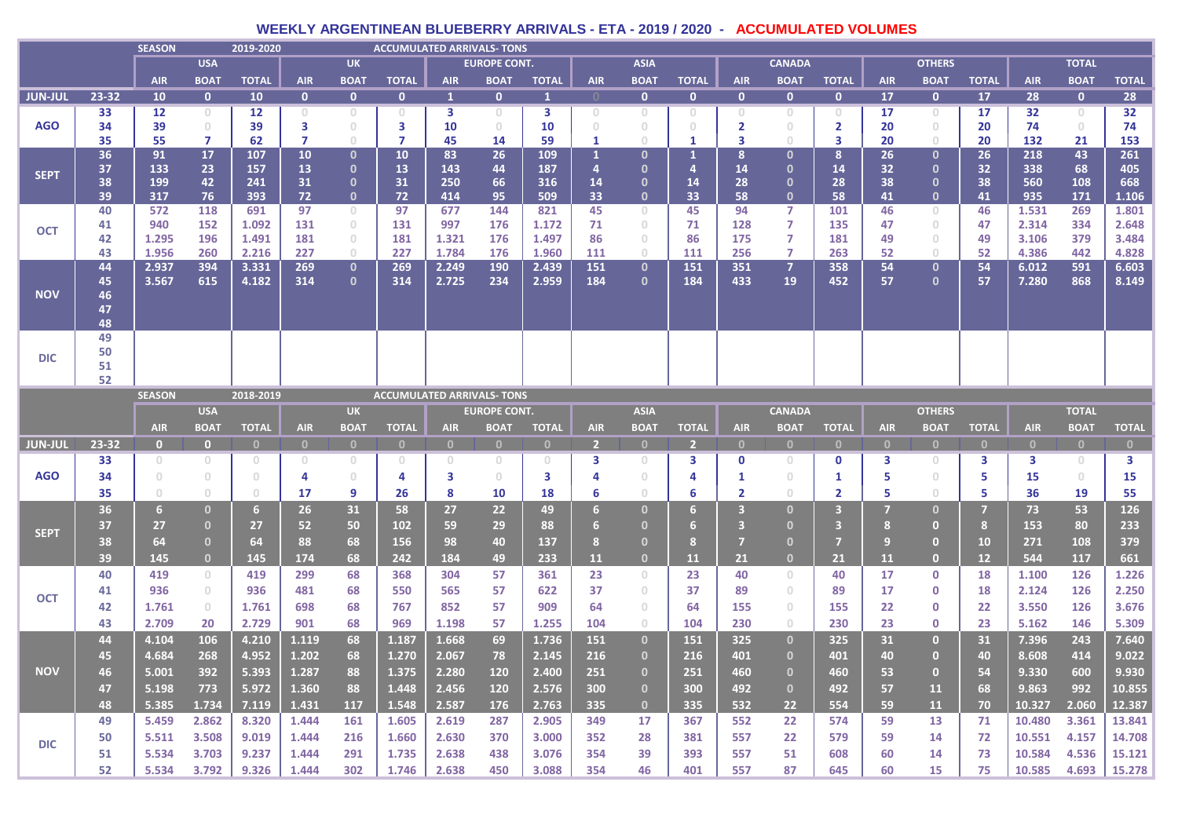# WEEKLY ARGENTINEAN BLUEBERRY ARRIVALS - ETA - 2019 / 2020 - ACCUMULATED VOLUMES

| | | SEASON | 2019-2020 | | ACCUMULATED ARRIVALS- TONS | | | | | | | | | | | | | | | | | |
|---|---|---|---|---|---|---|---|---|---|---|---|---|---|---|---|---|---|---|---|---|---|---|
| | | USA | | | UK | | | EUROPE CONT. | | | ASIA | | | CANADA | | | OTHERS | | | TOTAL | | |
| | | AIR | BOAT | TOTAL | AIR | BOAT | TOTAL | AIR | BOAT | TOTAL | AIR | BOAT | TOTAL | AIR | BOAT | TOTAL | AIR | BOAT | TOTAL | AIR | BOAT | TOTAL |
| JUN-JUL | 23-32 | 10 | 0 | 10 | 0 | 0 | 0 | 1 | 0 | 1 | 0 | 0 | 0 | 0 | 0 | 0 | 17 | 0 | 17 | 28 | 0 | 28 |
| AGO | 33 | 12 | 0 | 12 | 0 | 0 | 0 | 3 | 0 | 3 | 0 | 0 | 0 | 0 | 0 | 0 | 17 | 0 | 17 | 32 | 0 | 32 |
| | 34 | 39 | 0 | 39 | 3 | 0 | 3 | 10 | 0 | 10 | 0 | 0 | 0 | 2 | 0 | 2 | 20 | 0 | 20 | 74 | 0 | 74 |
| | 35 | 55 | 7 | 62 | 7 | 0 | 7 | 45 | 14 | 59 | 1 | 0 | 1 | 3 | 0 | 3 | 20 | 0 | 20 | 132 | 21 | 153 |
| SEPT | 36 | 91 | 17 | 107 | 10 | 0 | 10 | 83 | 26 | 109 | 1 | 0 | 1 | 8 | 0 | 8 | 26 | 0 | 26 | 218 | 43 | 261 |
| | 37 | 133 | 23 | 157 | 13 | 0 | 13 | 143 | 44 | 187 | 4 | 0 | 4 | 14 | 0 | 14 | 32 | 0 | 32 | 338 | 68 | 405 |
| | 38 | 199 | 42 | 241 | 31 | 0 | 31 | 250 | 66 | 316 | 14 | 0 | 14 | 28 | 0 | 28 | 38 | 0 | 38 | 560 | 108 | 668 |
| | 39 | 317 | 76 | 393 | 72 | 0 | 72 | 414 | 95 | 509 | 33 | 0 | 33 | 58 | 0 | 58 | 41 | 0 | 41 | 935 | 171 | 1.106 |
| OCT | 40 | 572 | 118 | 691 | 97 | 0 | 97 | 677 | 144 | 821 | 45 | 0 | 45 | 94 | 7 | 101 | 46 | 0 | 46 | 1.531 | 269 | 1.801 |
| | 41 | 940 | 152 | 1.092 | 131 | 0 | 131 | 997 | 176 | 1.172 | 71 | 0 | 71 | 128 | 7 | 135 | 47 | 0 | 47 | 2.314 | 334 | 2.648 |
| | 42 | 1.295 | 196 | 1.491 | 181 | 0 | 181 | 1.321 | 176 | 1.497 | 86 | 0 | 86 | 175 | 7 | 181 | 49 | 0 | 49 | 3.106 | 379 | 3.484 |
| | 43 | 1.956 | 260 | 2.216 | 227 | 0 | 227 | 1.784 | 176 | 1.960 | 111 | 0 | 111 | 256 | 7 | 263 | 52 | 0 | 52 | 4.386 | 442 | 4.828 |
| NOV | 44 | 2.937 | 394 | 3.331 | 269 | 0 | 269 | 2.249 | 190 | 2.439 | 151 | 0 | 151 | 351 | 7 | 358 | 54 | 0 | 54 | 6.012 | 591 | 6.603 |
| | 45 | 3.567 | 615 | 4.182 | 314 | 0 | 314 | 2.725 | 234 | 2.959 | 184 | 0 | 184 | 433 | 19 | 452 | 57 | 0 | 57 | 7.280 | 868 | 8.149 |
| | 46 | | | | | | | | | | | | | | | | | | | | | |
| | 47 | | | | | | | | | | | | | | | | | | | | | |
| | 48 | | | | | | | | | | | | | | | | | | | | | |
| DIC | 49 | | | | | | | | | | | | | | | | | | | | | |
| | 50 | | | | | | | | | | | | | | | | | | | | | |
| | 51 | | | | | | | | | | | | | | | | | | | | | |
| | 52 | | | | | | | | | | | | | | | | | | | | | |

| | | SEASON | 2018-2019 | | ACCUMULATED ARRIVALS- TONS | | | | | | | | | | | | | | | | | |
|---|---|---|---|---|---|---|---|---|---|---|---|---|---|---|---|---|---|---|---|---|---|---|
| | | USA | | | UK | | | EUROPE CONT. | | | ASIA | | | CANADA | | | OTHERS | | | TOTAL | | |
| | | AIR | BOAT | TOTAL | AIR | BOAT | TOTAL | AIR | BOAT | TOTAL | AIR | BOAT | TOTAL | AIR | BOAT | TOTAL | AIR | BOAT | TOTAL | AIR | BOAT | TOTAL |
| JUN-JUL | 23-32 | 0 | 0 | 0 | 0 | 0 | 0 | 0 | 0 | 0 | 2 | 0 | 2 | 0 | 0 | 0 | 0 | 0 | 0 | 0 | 0 | 0 |
| AGO | 33 | 0 | 0 | 0 | 0 | 0 | 0 | 0 | 0 | 0 | 3 | 0 | 3 | 0 | 0 | 0 | 3 | 0 | 3 | 3 | 0 | 3 |
| | 34 | 0 | 0 | 0 | 4 | 0 | 4 | 3 | 0 | 3 | 4 | 0 | 4 | 1 | 0 | 1 | 5 | 0 | 5 | 15 | 0 | 15 |
| | 35 | 0 | 0 | 0 | 17 | 9 | 26 | 8 | 10 | 18 | 6 | 0 | 6 | 2 | 0 | 2 | 5 | 0 | 5 | 36 | 19 | 55 |
| SEPT | 36 | 6 | 0 | 6 | 26 | 31 | 58 | 27 | 22 | 49 | 6 | 0 | 6 | 3 | 0 | 3 | 7 | 0 | 7 | 73 | 53 | 126 |
| | 37 | 27 | 0 | 27 | 52 | 50 | 102 | 59 | 29 | 88 | 6 | 0 | 6 | 3 | 0 | 3 | 8 | 0 | 8 | 153 | 80 | 233 |
| | 38 | 64 | 0 | 64 | 88 | 68 | 156 | 98 | 40 | 137 | 8 | 0 | 8 | 7 | 0 | 7 | 9 | 0 | 10 | 271 | 108 | 379 |
| | 39 | 145 | 0 | 145 | 174 | 68 | 242 | 184 | 49 | 233 | 11 | 0 | 11 | 21 | 0 | 21 | 11 | 0 | 12 | 544 | 117 | 661 |
| OCT | 40 | 419 | 0 | 419 | 299 | 68 | 368 | 304 | 57 | 361 | 23 | 0 | 23 | 40 | 0 | 40 | 17 | 0 | 18 | 1.100 | 126 | 1.226 |
| | 41 | 936 | 0 | 936 | 481 | 68 | 550 | 565 | 57 | 622 | 37 | 0 | 37 | 89 | 0 | 89 | 17 | 0 | 18 | 2.124 | 126 | 2.250 |
| | 42 | 1.761 | 0 | 1.761 | 698 | 68 | 767 | 852 | 57 | 909 | 64 | 0 | 64 | 155 | 0 | 155 | 22 | 0 | 22 | 3.550 | 126 | 3.676 |
| | 43 | 2.709 | 20 | 2.729 | 901 | 68 | 969 | 1.198 | 57 | 1.255 | 104 | 0 | 104 | 230 | 0 | 230 | 23 | 0 | 23 | 5.162 | 146 | 5.309 |
| NOV | 44 | 4.104 | 106 | 4.210 | 1.119 | 68 | 1.187 | 1.668 | 69 | 1.736 | 151 | 0 | 151 | 325 | 0 | 325 | 31 | 0 | 31 | 7.396 | 243 | 7.640 |
| | 45 | 4.684 | 268 | 4.952 | 1.202 | 68 | 1.270 | 2.067 | 78 | 2.145 | 216 | 0 | 216 | 401 | 0 | 401 | 40 | 0 | 40 | 8.608 | 414 | 9.022 |
| | 46 | 5.001 | 392 | 5.393 | 1.287 | 88 | 1.375 | 2.280 | 120 | 2.400 | 251 | 0 | 251 | 460 | 0 | 460 | 53 | 0 | 54 | 9.330 | 600 | 9.930 |
| | 47 | 5.198 | 773 | 5.972 | 1.360 | 88 | 1.448 | 2.456 | 120 | 2.576 | 300 | 0 | 300 | 492 | 0 | 492 | 57 | 11 | 68 | 9.863 | 992 | 10.855 |
| | 48 | 5.385 | 1.734 | 7.119 | 1.431 | 117 | 1.548 | 2.587 | 176 | 2.763 | 335 | 0 | 335 | 532 | 22 | 554 | 59 | 11 | 70 | 10.327 | 2.060 | 12.387 |
| DIC | 49 | 5.459 | 2.862 | 8.320 | 1.444 | 161 | 1.605 | 2.619 | 287 | 2.905 | 349 | 17 | 367 | 552 | 22 | 574 | 59 | 13 | 71 | 10.480 | 3.361 | 13.841 |
| | 50 | 5.511 | 3.508 | 9.019 | 1.444 | 216 | 1.660 | 2.630 | 370 | 3.000 | 352 | 28 | 381 | 557 | 22 | 579 | 59 | 14 | 72 | 10.551 | 4.157 | 14.708 |
| | 51 | 5.534 | 3.703 | 9.237 | 1.444 | 291 | 1.735 | 2.638 | 438 | 3.076 | 354 | 39 | 393 | 557 | 51 | 608 | 60 | 14 | 73 | 10.584 | 4.536 | 15.121 |
| | 52 | 5.534 | 3.792 | 9.326 | 1.444 | 302 | 1.746 | 2.638 | 450 | 3.088 | 354 | 46 | 401 | 557 | 87 | 645 | 60 | 15 | 75 | 10.585 | 4.693 | 15.278 |